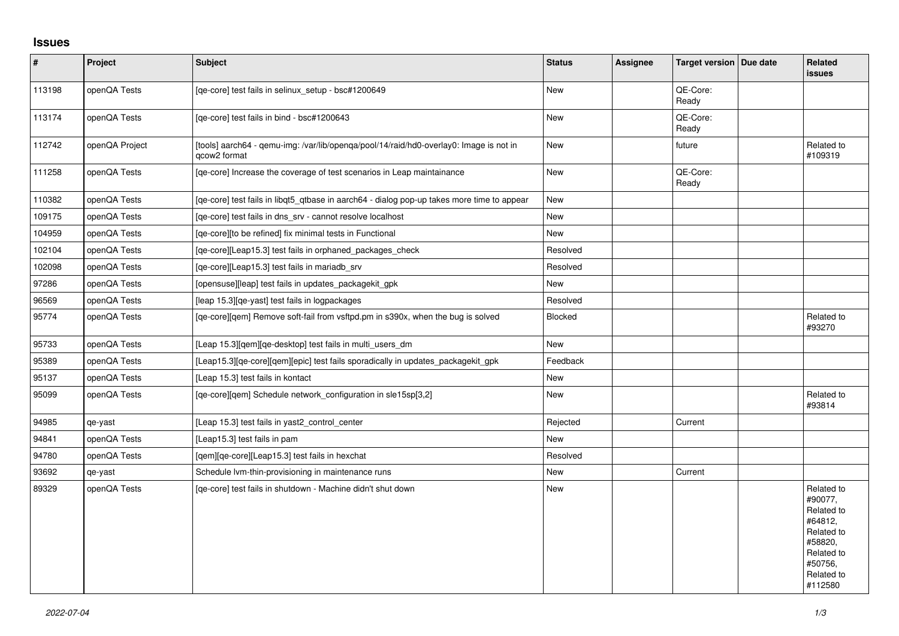## Issues

| # | Project | Subject | Status | Assignee | Target version | Due date | Related issues |
|---|---|---|---|---|---|---|---|
| 113198 | openQA Tests | [qe-core] test fails in selinux_setup - bsc#1200649 | New | | QE-Core: Ready | | |
| 113174 | openQA Tests | [qe-core] test fails in bind - bsc#1200643 | New | | QE-Core: Ready | | |
| 112742 | openQA Project | [tools] aarch64 - qemu-img: /var/lib/openqa/pool/14/raid/hd0-overlay0: Image is not in qcow2 format | New | | future | | Related to #109319 |
| 111258 | openQA Tests | [qe-core] Increase the coverage of test scenarios in Leap maintainance | New | | QE-Core: Ready | | |
| 110382 | openQA Tests | [qe-core] test fails in libqt5_qtbase in aarch64 - dialog pop-up takes more time to appear | New | | | | |
| 109175 | openQA Tests | [qe-core] test fails in dns_srv - cannot resolve localhost | New | | | | |
| 104959 | openQA Tests | [qe-core][to be refined] fix minimal tests in Functional | New | | | | |
| 102104 | openQA Tests | [qe-core][Leap15.3] test fails in orphaned_packages_check | Resolved | | | | |
| 102098 | openQA Tests | [qe-core][Leap15.3] test fails in mariadb_srv | Resolved | | | | |
| 97286 | openQA Tests | [opensuse][leap] test fails in updates_packagekit_gpk | New | | | | |
| 96569 | openQA Tests | [leap 15.3][qe-yast] test fails in logpackages | Resolved | | | | |
| 95774 | openQA Tests | [qe-core][qem] Remove soft-fail from vsftpd.pm in s390x, when the bug is solved | Blocked | | | | Related to #93270 |
| 95733 | openQA Tests | [Leap 15.3][qem][qe-desktop] test fails in multi_users_dm | New | | | | |
| 95389 | openQA Tests | [Leap15.3][qe-core][qem][epic] test fails sporadically in updates_packagekit_gpk | Feedback | | | | |
| 95137 | openQA Tests | [Leap 15.3] test fails in kontact | New | | | | |
| 95099 | openQA Tests | [qe-core][qem] Schedule network_configuration in sle15sp[3,2] | New | | | | Related to #93814 |
| 94985 | qe-yast | [Leap 15.3] test fails in yast2_control_center | Rejected | | Current | | |
| 94841 | openQA Tests | [Leap15.3] test fails in pam | New | | | | |
| 94780 | openQA Tests | [qem][qe-core][Leap15.3] test fails in hexchat | Resolved | | | | |
| 93692 | qe-yast | Schedule lvm-thin-provisioning in maintenance runs | New | | Current | | |
| 89329 | openQA Tests | [qe-core] test fails in shutdown - Machine didn't shut down | New | | | | Related to #90077, Related to #64812, Related to #58820, Related to #50756, Related to #112580 |

*2022-07-04*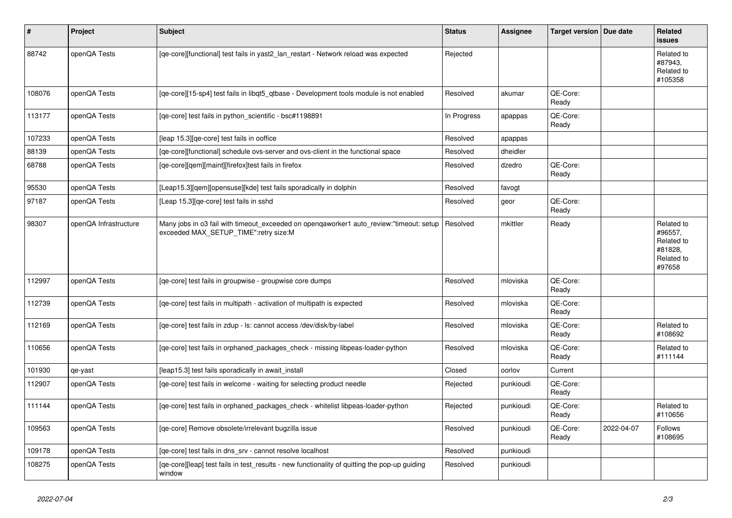| # | Project | Subject | Status | Assignee | Target version | Due date | Related issues |
|---|---|---|---|---|---|---|---|
| 88742 | openQA Tests | [qe-core][functional] test fails in yast2_lan_restart - Network reload was expected | Rejected | | | | Related to #87943, Related to #105358 |
| 108076 | openQA Tests | [qe-core][15-sp4] test fails in libqt5_qtbase - Development tools module is not enabled | Resolved | akumar | QE-Core: Ready | | |
| 113177 | openQA Tests | [qe-core] test fails in python_scientific - bsc#1198891 | In Progress | apappas | QE-Core: Ready | | |
| 107233 | openQA Tests | [leap 15.3][qe-core] test fails in ooffice | Resolved | apappas | | | |
| 88139 | openQA Tests | [qe-core][functional] schedule ovs-server and ovs-client in the functional space | Resolved | dheidler | | | |
| 68788 | openQA Tests | [qe-core][qem][maint][firefox]test fails in firefox | Resolved | dzedro | QE-Core: Ready | | |
| 95530 | openQA Tests | [Leap15.3][qem][opensuse][kde] test fails sporadically in dolphin | Resolved | favogt | | | |
| 97187 | openQA Tests | [Leap 15.3][qe-core] test fails in sshd | Resolved | geor | QE-Core: Ready | | |
| 98307 | openQA Infrastructure | Many jobs in o3 fail with timeout_exceeded on openqaworker1 auto_review:"timeout: setup exceeded MAX_SETUP_TIME":retry size:M | Resolved | mkittler | Ready | | Related to #96557, Related to #81828, Related to #97658 |
| 112997 | openQA Tests | [qe-core] test fails in groupwise - groupwise core dumps | Resolved | mloviska | QE-Core: Ready | | |
| 112739 | openQA Tests | [qe-core] test fails in multipath - activation of multipath is expected | Resolved | mloviska | QE-Core: Ready | | |
| 112169 | openQA Tests | [qe-core] test fails in zdup - ls: cannot access /dev/disk/by-label | Resolved | mloviska | QE-Core: Ready | | Related to #108692 |
| 110656 | openQA Tests | [qe-core] test fails in orphaned_packages_check - missing libpeas-loader-python | Resolved | mloviska | QE-Core: Ready | | Related to #111144 |
| 101930 | qe-yast | [leap15.3] test fails sporadically in await_install | Closed | oorlov | Current | | |
| 112907 | openQA Tests | [qe-core] test fails in welcome - waiting for selecting product needle | Rejected | punkioudi | QE-Core: Ready | | |
| 111144 | openQA Tests | [qe-core] test fails in orphaned_packages_check - whitelist libpeas-loader-python | Rejected | punkioudi | QE-Core: Ready | | Related to #110656 |
| 109563 | openQA Tests | [qe-core] Remove obsolete/irrelevant bugzilla issue | Resolved | punkioudi | QE-Core: Ready | 2022-04-07 | Follows #108695 |
| 109178 | openQA Tests | [qe-core] test fails in dns_srv - cannot resolve localhost | Resolved | punkioudi | | | |
| 108275 | openQA Tests | [qe-core][leap] test fails in test_results - new functionality of quitting the pop-up guiding window | Resolved | punkioudi | | | |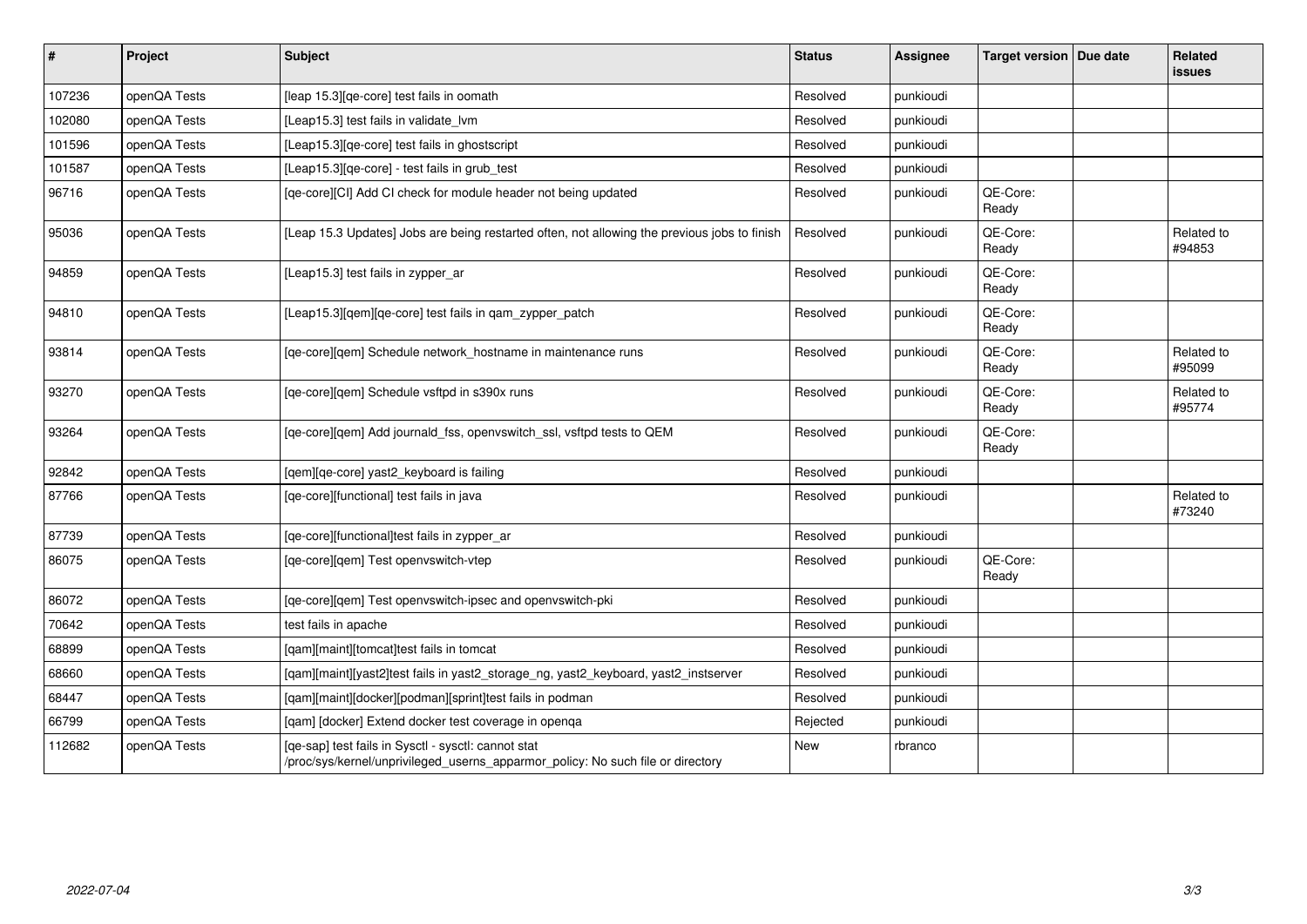| # | Project | Subject | Status | Assignee | Target version | Due date | Related issues |
|---|---|---|---|---|---|---|---|
| 107236 | openQA Tests | [leap 15.3][qe-core] test fails in oomath | Resolved | punkioudi | | | |
| 102080 | openQA Tests | [Leap15.3] test fails in validate_lvm | Resolved | punkioudi | | | |
| 101596 | openQA Tests | [Leap15.3][qe-core] test fails in ghostscript | Resolved | punkioudi | | | |
| 101587 | openQA Tests | [Leap15.3][qe-core] - test fails in grub_test | Resolved | punkioudi | | | |
| 96716 | openQA Tests | [qe-core][CI] Add CI check for module header not being updated | Resolved | punkioudi | QE-Core: Ready | | |
| 95036 | openQA Tests | [Leap 15.3 Updates] Jobs are being restarted often, not allowing the previous jobs to finish | Resolved | punkioudi | QE-Core: Ready | | Related to #94853 |
| 94859 | openQA Tests | [Leap15.3] test fails in zypper_ar | Resolved | punkioudi | QE-Core: Ready | | |
| 94810 | openQA Tests | [Leap15.3][qem][qe-core] test fails in qam_zypper_patch | Resolved | punkioudi | QE-Core: Ready | | |
| 93814 | openQA Tests | [qe-core][qem] Schedule network_hostname in maintenance runs | Resolved | punkioudi | QE-Core: Ready | | Related to #95099 |
| 93270 | openQA Tests | [qe-core][qem] Schedule vsftpd in s390x runs | Resolved | punkioudi | QE-Core: Ready | | Related to #95774 |
| 93264 | openQA Tests | [qe-core][qem] Add journald_fss, openvswitch_ssl, vsftpd tests to QEM | Resolved | punkioudi | QE-Core: Ready | | |
| 92842 | openQA Tests | [qem][qe-core] yast2_keyboard is failing | Resolved | punkioudi | | | |
| 87766 | openQA Tests | [qe-core][functional] test fails in java | Resolved | punkioudi | | | Related to #73240 |
| 87739 | openQA Tests | [qe-core][functional]test fails in zypper_ar | Resolved | punkioudi | | | |
| 86075 | openQA Tests | [qe-core][qem] Test openvswitch-vtep | Resolved | punkioudi | QE-Core: Ready | | |
| 86072 | openQA Tests | [qe-core][qem] Test openvswitch-ipsec and openvswitch-pki | Resolved | punkioudi | | | |
| 70642 | openQA Tests | test fails in apache | Resolved | punkioudi | | | |
| 68899 | openQA Tests | [qam][maint][tomcat]test fails in tomcat | Resolved | punkioudi | | | |
| 68660 | openQA Tests | [qam][maint][yast2]test fails in yast2_storage_ng, yast2_keyboard, yast2_instserver | Resolved | punkioudi | | | |
| 68447 | openQA Tests | [qam][maint][docker][podman][sprint]test fails in podman | Resolved | punkioudi | | | |
| 66799 | openQA Tests | [qam] [docker] Extend docker test coverage in openqa | Rejected | punkioudi | | | |
| 112682 | openQA Tests | [qe-sap] test fails in Sysctl - sysctl: cannot stat /proc/sys/kernel/unprivileged_userns_apparmor_policy: No such file or directory | New | rbranco | | | |